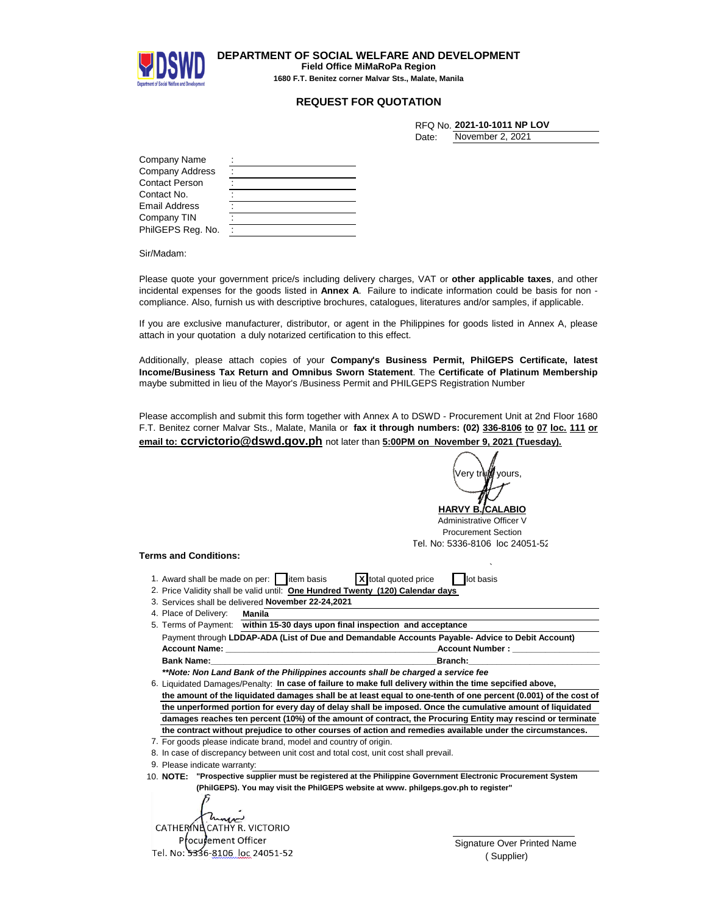**DEPARTMENT OF SOCIAL WELFARE AND DEVELOPMENT**
**Field Office MiMaRoPa Region**
**1680 F.T. Benitez corner Malvar Sts., Malate, Manila**

# REQUEST FOR QUOTATION

RFQ No. **2021-10-1011 NP LOV**
Date: November 2, 2021

| | |
|---|---|
| Company Name | : |
| Company Address | : |
| Contact Person | : |
| Contact No. | : |
| Email Address | : |
| Company TIN | : |
| PhilGEPS Reg. No. | : |

Sir/Madam:

Please quote your government price/s including delivery charges, VAT or **other applicable taxes**, and other incidental expenses for the goods listed in **Annex A**. Failure to indicate information could be basis for non - compliance. Also, furnish us with descriptive brochures, catalogues, literatures and/or samples, if applicable.

If you are exclusive manufacturer, distributor, or agent in the Philippines for goods listed in Annex A, please attach in your quotation a duly notarized certification to this effect.

Additionally, please attach copies of your **Company's Business Permit, PhilGEPS Certificate, latest Income/Business Tax Return and Omnibus Sworn Statement**. The **Certificate of Platinum Membership** maybe submitted in lieu of the Mayor's /Business Permit and PHILGEPS Registration Number

Please accomplish and submit this form together with Annex A to DSWD - Procurement Unit at 2nd Floor 1680 F.T. Benitez corner Malvar Sts., Malate, Manila or **fax it through numbers: (02) 336-8106 to 07 loc. 111 or email to: ccrvictorio@dswd.gov.ph** not later than **5:00PM on November 9, 2021 (Tuesday).**

Very truly yours,

**HARVY B. CALABIO**
Administrative Officer V
Procurement Section
Tel. No: 5336-8106 loc 24051-52

**Terms and Conditions:**

1. Award shall be made on per: [ ] item basis [X] total quoted price [ ] lot basis
2. Price Validity shall be valid until: **One Hundred Twenty (120) Calendar days**
3. Services shall be delivered **November 22-24,2021**
4. Place of Delivery: **Manila**
5. Terms of Payment: **within 15-30 days upon final inspection and acceptance**
   Payment through **LDDAP-ADA (List of Due and Demandable Accounts Payable- Advice to Debit Account)**
   **Account Name:** ______________________ **Account Number :** ______________
   **Bank Name:**______________________ **Branch:**______________
   ***\*\*Note: Non Land Bank of the Philippines accounts shall be charged a service fee***
6. Liquidated Damages/Penalty: **In case of failure to make full delivery within the time sepcified above, the amount of the liquidated damages shall be at least equal to one-tenth of one percent (0.001) of the cost of the unperformed portion for every day of delay shall be imposed. Once the cumulative amount of liquidated damages reaches ten percent (10%) of the amount of contract, the Procuring Entity may rescind or terminate the contract without prejudice to other courses of action and remedies available under the circumstances.**
7. For goods please indicate brand, model and country of origin.
8. In case of discrepancy between unit cost and total cost, unit cost shall prevail.
9. Please indicate warranty:
10. **NOTE: "Prospective supplier must be registered at the Philippine Government Electronic Procurement System (PhilGEPS). You may visit the PhilGEPS website at www. philgeps.gov.ph to register"**

CATHERINE CATHY R. VICTORIO
Procurement Officer
Tel. No: 5336-8106 loc 24051-52

Signature Over Printed Name
( Supplier)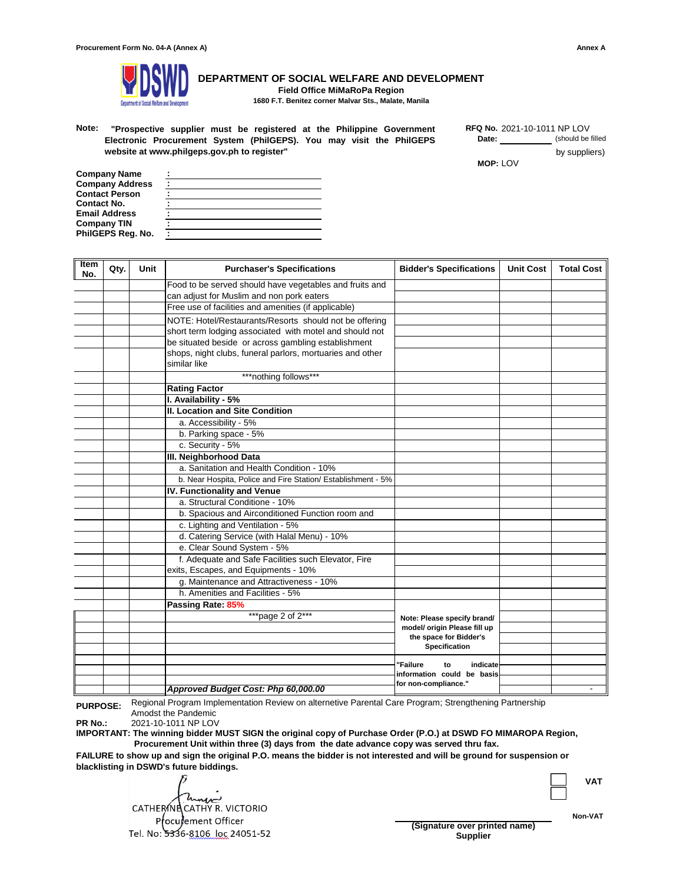Procurement Form No. 04-A (Annex A)

Annex A

# DEPARTMENT OF SOCIAL WELFARE AND DEVELOPMENT

**Field Office MiMaRoPa Region**

**1680 F.T. Benitez corner Malvar Sts., Malate, Manila**

**Note:** **"Prospective supplier must be registered at the Philippine Government Electronic Procurement System (PhilGEPS). You may visit the PhilGEPS website at www.philgeps.gov.ph to register"**

**RFQ No.** 2021-10-1011 NP LOV
**Date:** __________ (should be filled by suppliers)

**MOP:** LOV

**Company Name** :
**Company Address** :
**Contact Person** :
**Contact No.** :
**Email Address** :
**Company TIN** :
**PhilGEPS Reg. No.** :

| Item No. | Qty. | Unit | Purchaser's Specifications | Bidder's Specifications | Unit Cost | Total Cost |
|---|---|---|---|---|---|---|
| | | | Food to be served should have vegetables and fruits and can adjust for Muslim and non pork eaters | | | |
| | | | Free use of facilities and amenities (if applicable) | | | |
| | | | NOTE: Hotel/Restaurants/Resorts should not be offering short term lodging associated with motel and should not be situated beside or across gambling establishment shops, night clubs, funeral parlors, mortuaries and other similar like | | | |
| | | | ***nothing follows*** | | | |
| | | | **Rating Factor** | | | |
| | | | **I. Availability - 5%** | | | |
| | | | **II. Location and Site Condition** | | | |
| | | | a. Accessibility - 5% | | | |
| | | | b. Parking space - 5% | | | |
| | | | c. Security - 5% | | | |
| | | | **III. Neighborhood Data** | | | |
| | | | a. Sanitation and Health Condition - 10% | | | |
| | | | b. Near Hospita, Police and Fire Station/ Establishment - 5% | | | |
| | | | **IV. Functionality and Venue** | | | |
| | | | a. Structural Conditione - 10% | | | |
| | | | b. Spacious and Airconditioned Function room and | | | |
| | | | c. Lighting and Ventilation - 5% | | | |
| | | | d. Catering Service (with Halal Menu) - 10% | | | |
| | | | e. Clear Sound System - 5% | | | |
| | | | f. Adequate and Safe Facilities such Elevator, Fire exits, Escapes, and Equipments - 10% | | | |
| | | | g. Maintenance and Attractiveness - 10% | | | |
| | | | h. Amenities and Facilities - 5% | | | |
| | | | **Passing Rate: 85%** | | | |
| | | | ***page 2 of 2*** | **Note: Please specify brand/ model/ origin Please fill up the space for Bidder's Specification** | | |
| | | | ***Approved Budget Cost: Php 60,000.00*** | **"Failure to indicate information could be basis for non-compliance."** | | - |

**PURPOSE:** Regional Program Implementation Review on alternetive Parental Care Program; Strengthening Partnership Amodst the Pandemic

**PR No.:** 2021-10-1011 NP LOV

**IMPORTANT: The winning bidder MUST SIGN the original copy of Purchase Order (P.O.) at DSWD FO MIMAROPA Region, Procurement Unit within three (3) days from the date advance copy was served thru fax.**

**FAILURE to show up and sign the original P.O. means the bidder is not interested and will be ground for suspension or blacklisting in DSWD's future biddings.**

CATHERINE CATHY R. VICTORIO
Procurement Officer
Tel. No: 5336-8106 loc 24051-52

**(Signature over printed name)**
**Supplier**

☐ **VAT**
☐ **Non-VAT**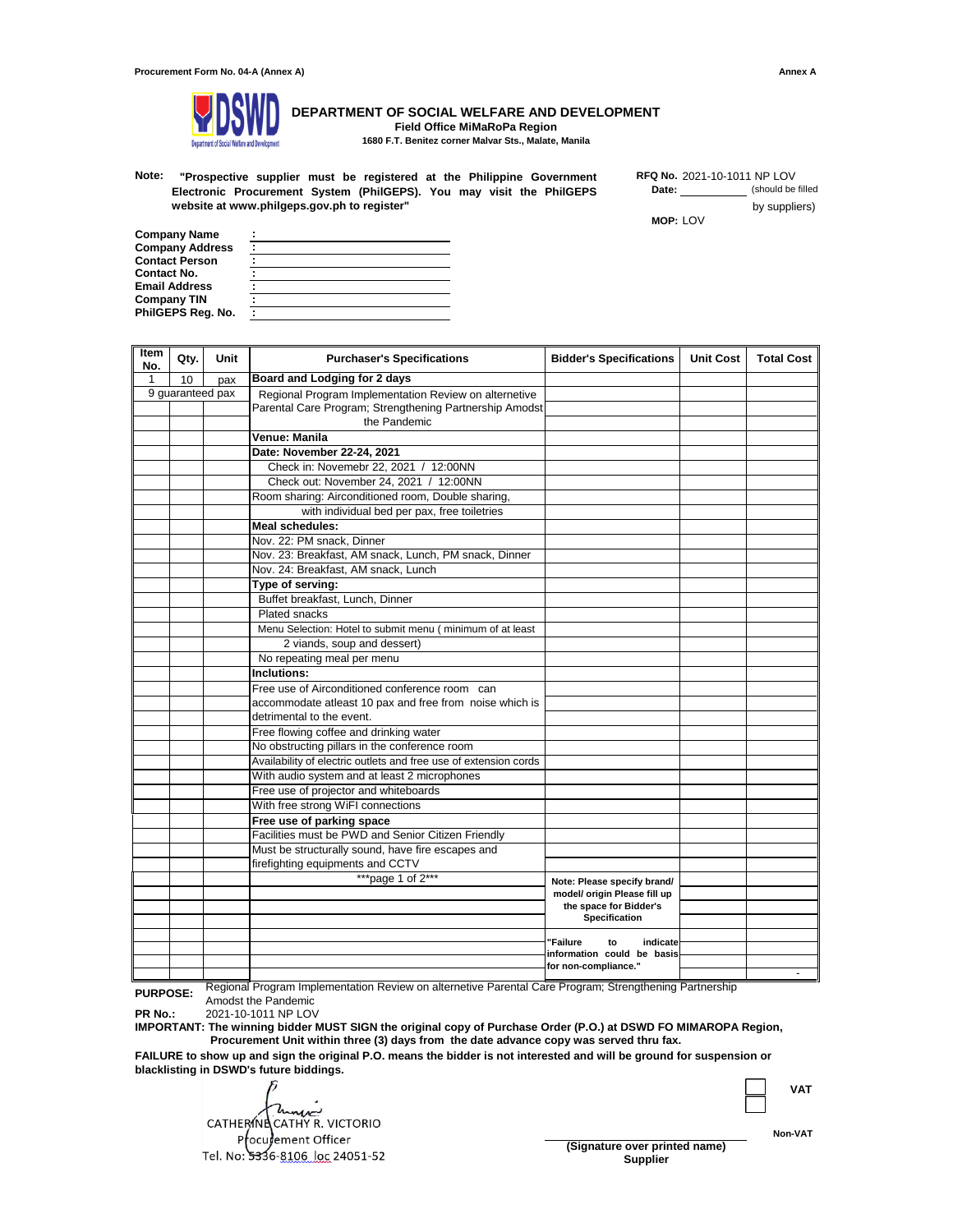Procurement Form No. 04-A (Annex A)

Annex A

# DEPARTMENT OF SOCIAL WELFARE AND DEVELOPMENT

**Field Office MiMaRoPa Region**

**1680 F.T. Benitez corner Malvar Sts., Malate, Manila**

**Note:** **"Prospective supplier must be registered at the Philippine Government Electronic Procurement System (PhilGEPS). You may visit the PhilGEPS website at www.philgeps.gov.ph to register"**

**RFQ No.** 2021-10-1011 NP LOV
**Date:** __________ (should be filled by suppliers)
**MOP:** LOV

**Company Name** :
**Company Address** :
**Contact Person** :
**Contact No.** :
**Email Address** :
**Company TIN** :
**PhilGEPS Reg. No.** :

| Item No. | Qty. | Unit | Purchaser's Specifications | Bidder's Specifications | Unit Cost | Total Cost |
|---|---|---|---|---|---|---|
| 1 | 10 | pax | **Board and Lodging for 2 days** | | | |
| 9 guaranteed pax | | | Regional Program Implementation Review on alternetive | | | |
| | | | Parental Care Program; Strengthening Partnership Amodst | | | |
| | | | the Pandemic | | | |
| | | | **Venue: Manila** | | | |
| | | | **Date: November 22-24, 2021** | | | |
| | | | Check in: Novemebr 22, 2021 / 12:00NN | | | |
| | | | Check out: November 24, 2021 / 12:00NN | | | |
| | | | Room sharing: Airconditioned room, Double sharing, | | | |
| | | | with individual bed per pax, free toiletries | | | |
| | | | **Meal schedules:** | | | |
| | | | Nov. 22: PM snack, Dinner | | | |
| | | | Nov. 23: Breakfast, AM snack, Lunch, PM snack, Dinner | | | |
| | | | Nov. 24: Breakfast, AM snack, Lunch | | | |
| | | | **Type of serving:** | | | |
| | | | Buffet breakfast, Lunch, Dinner | | | |
| | | | Plated snacks | | | |
| | | | Menu Selection: Hotel to submit menu ( minimum of at least | | | |
| | | | 2 viands, soup and dessert) | | | |
| | | | No repeating meal per menu | | | |
| | | | **Inclutions:** | | | |
| | | | Free use of Airconditioned conference room can | | | |
| | | | accommodate atleast 10 pax and free from noise which is | | | |
| | | | detrimental to the event. | | | |
| | | | Free flowing coffee and drinking water | | | |
| | | | No obstructing pillars in the conference room | | | |
| | | | Availability of electric outlets and free use of extension cords | | | |
| | | | With audio system and at least 2 microphones | | | |
| | | | Free use of projector and whiteboards | | | |
| | | | With free strong WiFI connections | | | |
| | | | **Free use of parking space** | | | |
| | | | Facilities must be PWD and Senior Citizen Friendly | | | |
| | | | Must be structurally sound, have fire escapes and | | | |
| | | | firefighting equipments and CCTV | | | |
| | | | \*\*\*page 1 of 2\*\*\* | **Note: Please specify brand/ model/ origin Please fill up the space for Bidder's Specification** | | |
| | | | | **"Failure to indicate information could be basis for non-compliance."** | | - |

**PURPOSE:** Regional Program Implementation Review on alternetive Parental Care Program; Strengthening Partnership Amodst the Pandemic

**PR No.:** 2021-10-1011 NP LOV

**IMPORTANT: The winning bidder MUST SIGN the original copy of Purchase Order (P.O.) at DSWD FO MIMAROPA Region, Procurement Unit within three (3) days from the date advance copy was served thru fax.**

**FAILURE to show up and sign the original P.O. means the bidder is not interested and will be ground for suspension or blacklisting in DSWD's future biddings.**

CATHERINE CATHY R. VICTORIO
Procurement Officer
Tel. No: 5336-8106 loc 24051-52

☐ **VAT**
☐ **Non-VAT**

**(Signature over printed name)**
**Supplier**